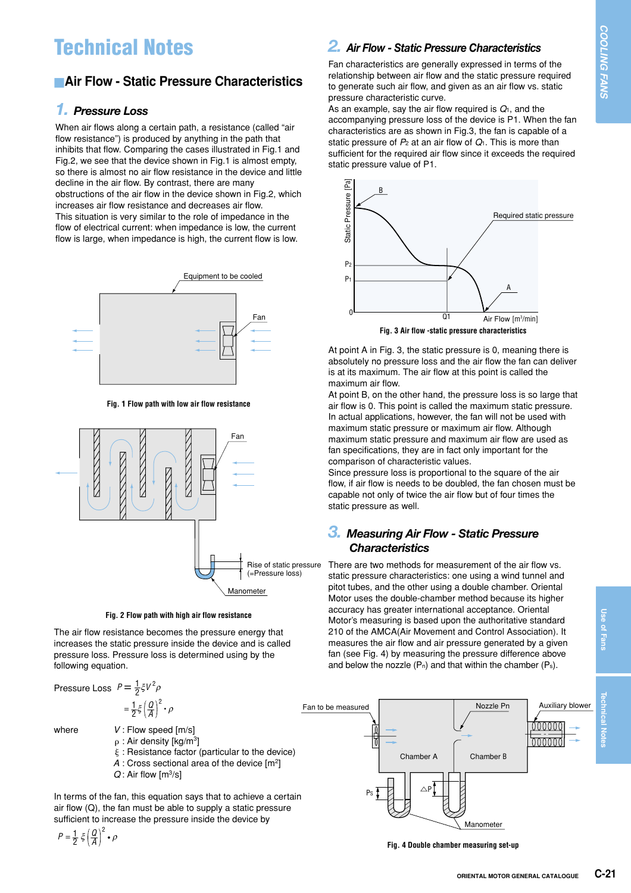# Technical Notes

## Air Flow - Static Pressure Characteristics

### 1. Pressure Loss

When air flows along a certain path, a resistance (called "air flow resistance") is produced by anything in the path that inhibits that flow. Comparing the cases illustrated in Fig.1 and Fig.2, we see that the device shown in Fig.1 is almost empty, so there is almost no air flow resistance in the device and little decline in the air flow. By contrast, there are many obstructions of the air flow in the device shown in Fig.2, which increases air flow resistance and decreases air flow.
This situation is very similar to the role of impedance in the flow of electrical current: when impedance is low, the current flow is large, when impedance is high, the current flow is low.

Equipment to be cooled

Fan

**Fig. 1 Flow path with low air flow resistance**

Fan

Rise of static pressure (=Pressure loss)

Manometer

**Fig. 2 Flow path with high air flow resistance**

The air flow resistance becomes the pressure energy that increases the static pressure inside the device and is called pressure loss. Pressure loss is determined using by the following equation.

Pressure Loss $P = \frac{1}{2}\xi V^2 \rho$

$$= \frac{1}{2}\xi \left(\frac{Q}{A}\right)^2 \cdot \rho$$

where
- $V$ : Flow speed [m/s]
- $\rho$ : Air density [kg/m$^3$]
- $\xi$ : Resistance factor (particular to the device)
- $A$ : Cross sectional area of the device [m$^2$]
- $Q$ : Air flow [m$^3$/s]

In terms of the fan, this equation says that to achieve a certain air flow (Q), the fan must be able to supply a static pressure sufficient to increase the pressure inside the device by

$$P = \frac{1}{2}\xi \left(\frac{Q}{A}\right)^2 \cdot \rho$$

### 2. Air Flow - Static Pressure Characteristics

Fan characteristics are generally expressed in terms of the relationship between air flow and the static pressure required to generate such air flow, and given as an air flow vs. static pressure characteristic curve.
As an example, say the air flow required is $Q_1$, and the accompanying pressure loss of the device is P1. When the fan characteristics are as shown in Fig.3, the fan is capable of a static pressure of $P_2$ at an air flow of $Q_1$. This is more than sufficient for the required air flow since it exceeds the required static pressure value of P1.

Static Pressure [Pa]; B; Required static pressure; $P_2$; $P_1$; 0; Q1; A; Air Flow [m$^3$/min]

**Fig. 3 Air flow -static pressure characteristics**

At point A in Fig. 3, the static pressure is 0, meaning there is absolutely no pressure loss and the air flow the fan can deliver is at its maximum. The air flow at this point is called the maximum air flow.
At point B, on the other hand, the pressure loss is so large that air flow is 0. This point is called the maximum static pressure.
In actual applications, however, the fan will not be used with maximum static pressure or maximum air flow. Although maximum static pressure and maximum air flow are used as fan specifications, they are in fact only important for the comparison of characteristic values.
Since pressure loss is proportional to the square of the air flow, if air flow is needs to be doubled, the fan chosen must be capable not only of twice the air flow but of four times the static pressure as well.

### 3. Measuring Air Flow - Static Pressure Characteristics

There are two methods for measurement of the air flow vs. static pressure characteristics: one using a wind tunnel and pitot tubes, and the other using a double chamber. Oriental Motor uses the double-chamber method because its higher accuracy has greater international acceptance. Oriental Motor's measuring is based upon the authoritative standard 210 of the AMCA(Air Movement and Control Association). It measures the air flow and air pressure generated by a given fan (see Fig. 4) by measuring the pressure difference above and below the nozzle ($P_n$) and that within the chamber ($P_s$).

Fan to be measured; Nozzle Pn; Auxiliary blower; Chamber A; Chamber B; Ps; △P; Manometer

**Fig. 4 Double chamber measuring set-up**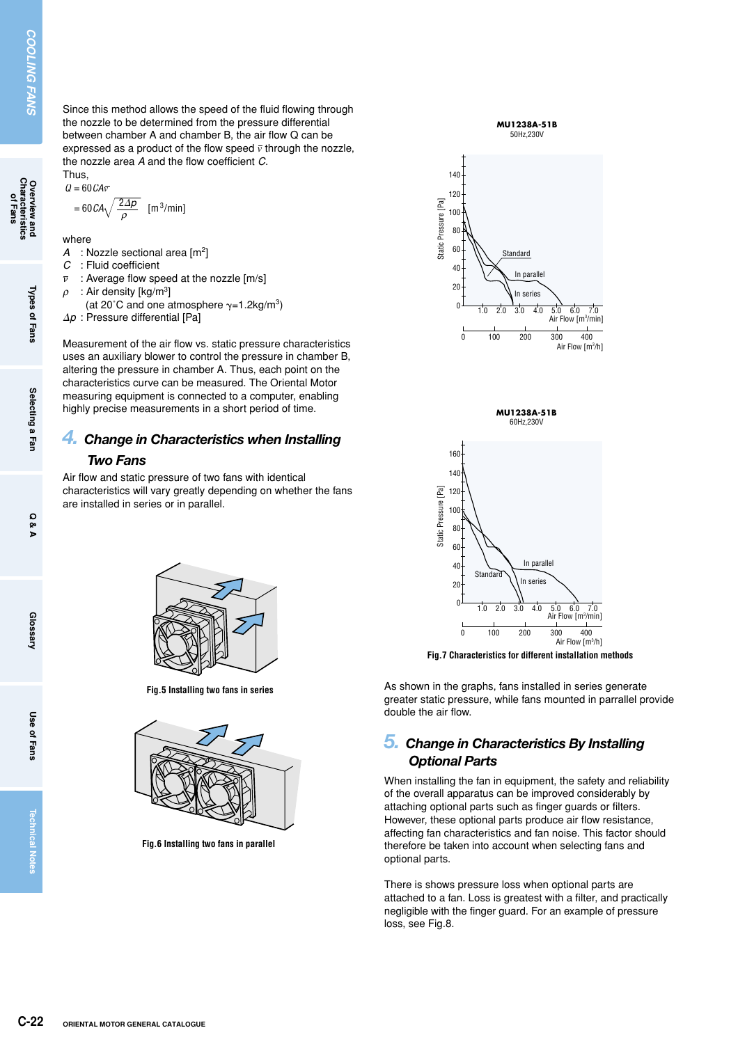Since this method allows the speed of the fluid flowing through the nozzle to be determined from the pressure differential between chamber A and chamber B, the air flow Q can be expressed as a product of the flow speed $\bar{v}$ through the nozzle, the nozzle area *A* and the flow coefficient *C*.

Thus,

$$Q = 60CA\bar{v}$$

$$= 60CA\sqrt{\frac{2\Delta p}{\rho}} \quad [\text{m}^3/\text{min}]$$

where

$A$ : Nozzle sectional area [$\text{m}^2$]
$C$ : Fluid coefficient
$\bar{v}$ : Average flow speed at the nozzle [m/s]
$\rho$ : Air density [$\text{kg/m}^3$]
(at 20˚C and one atmosphere $\gamma$=1.2kg/$\text{m}^3$)
$\Delta p$ : Pressure differential [Pa]

Measurement of the air flow vs. static pressure characteristics uses an auxiliary blower to control the pressure in chamber B, altering the pressure in chamber A. Thus, each point on the characteristics curve can be measured. The Oriental Motor measuring equipment is connected to a computer, enabling highly precise measurements in a short period of time.

## 4. Change in Characteristics when Installing Two Fans

Air flow and static pressure of two fans with identical characteristics will vary greatly depending on whether the fans are installed in series or in parallel.

Fig.5 Installing two fans in series

Fig.6 Installing two fans in parallel

Fig.7 Characteristics for different installation methods

As shown in the graphs, fans installed in series generate greater static pressure, while fans mounted in parrallel provide double the air flow.

## 5. Change in Characteristics By Installing Optional Parts

When installing the fan in equipment, the safety and reliability of the overall apparatus can be improved considerably by attaching optional parts such as finger guards or filters. However, these optional parts produce air flow resistance, affecting fan characteristics and fan noise. This factor should therefore be taken into account when selecting fans and optional parts.

There is shows pressure loss when optional parts are attached to a fan. Loss is greatest with a filter, and practically negligible with the finger guard. For an example of pressure loss, see Fig.8.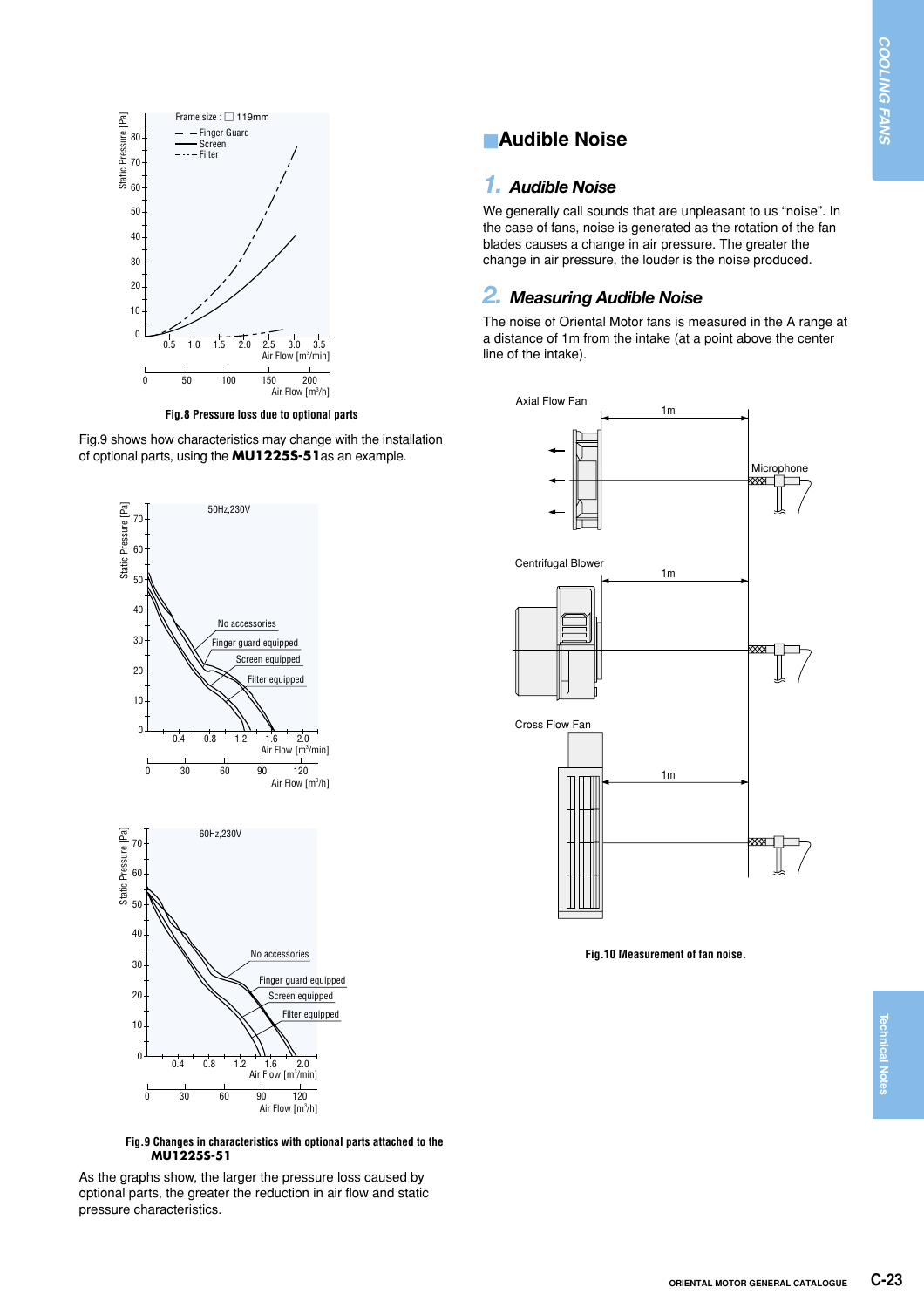Fig.8 Pressure loss due to optional parts

Fig.9 shows how characteristics may change with the installation of optional parts, using the **MU1225S-51** as an example.

Fig.9 Changes in characteristics with optional parts attached to the **MU1225S-51**

As the graphs show, the larger the pressure loss caused by optional parts, the greater the reduction in air flow and static pressure characteristics.

## Audible Noise

### 1. Audible Noise

We generally call sounds that are unpleasant to us "noise". In the case of fans, noise is generated as the rotation of the fan blades causes a change in air pressure. The greater the change in air pressure, the louder is the noise produced.

### 2. Measuring Audible Noise

The noise of Oriental Motor fans is measured in the A range at a distance of 1m from the intake (at a point above the center line of the intake).

Fig.10 Measurement of fan noise.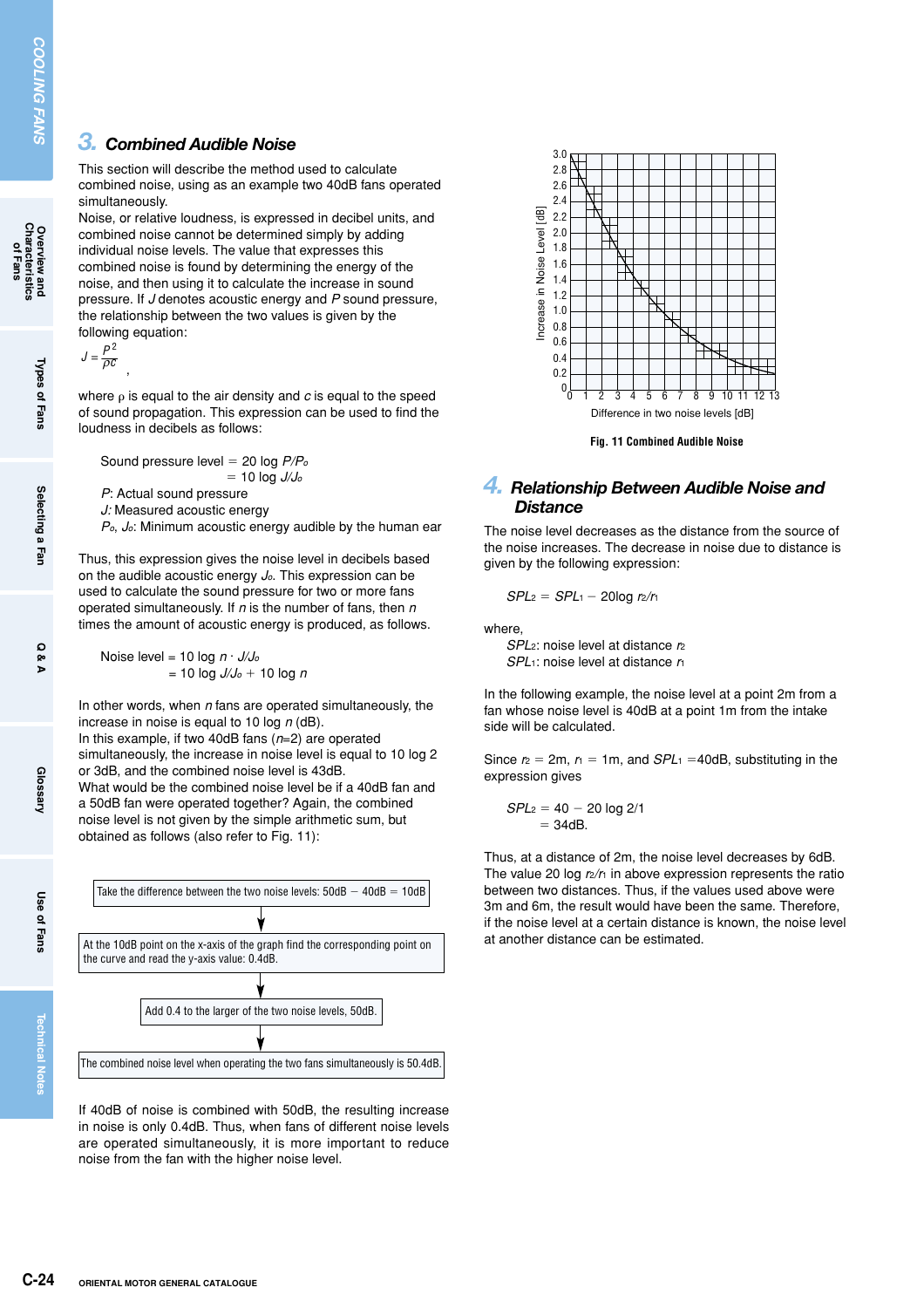## 3. Combined Audible Noise

This section will describe the method used to calculate combined noise, using as an example two 40dB fans operated simultaneously.

Noise, or relative loudness, is expressed in decibel units, and combined noise cannot be determined simply by adding individual noise levels. The value that expresses this combined noise is found by determining the energy of the noise, and then using it to calculate the increase in sound pressure. If $J$ denotes acoustic energy and $P$ sound pressure, the relationship between the two values is given by the following equation:

$$J = \frac{P^2}{\rho c},$$

where $\rho$ is equal to the air density and $c$ is equal to the speed of sound propagation. This expression can be used to find the loudness in decibels as follows:

$$\text{Sound pressure level} = 20 \log P/P_o$$
$$= 10 \log J/J_o$$

$P$: Actual sound pressure
$J$: Measured acoustic energy
$P_o$, $J_o$: Minimum acoustic energy audible by the human ear

Thus, this expression gives the noise level in decibels based on the audible acoustic energy $J_o$. This expression can be used to calculate the sound pressure for two or more fans operated simultaneously. If $n$ is the number of fans, then $n$ times the amount of acoustic energy is produced, as follows.

$$\text{Noise level} = 10 \log n \cdot J/J_o$$
$$= 10 \log J/J_o + 10 \log n$$

In other words, when $n$ fans are operated simultaneously, the increase in noise is equal to $10 \log n$ (dB).

In this example, if two 40dB fans ($n$=2) are operated simultaneously, the increase in noise level is equal to 10 log 2 or 3dB, and the combined noise level is 43dB.

What would be the combined noise level be if a 40dB fan and a 50dB fan were operated together? Again, the combined noise level is not given by the simple arithmetic sum, but obtained as follows (also refer to Fig. 11):

Take the difference between the two noise levels: 50dB − 40dB = 10dB

↓

At the 10dB point on the x-axis of the graph find the corresponding point on the curve and read the y-axis value: 0.4dB.

↓

Add 0.4 to the larger of the two noise levels, 50dB.

↓

The combined noise level when operating the two fans simultaneously is 50.4dB.

If 40dB of noise is combined with 50dB, the resulting increase in noise is only 0.4dB. Thus, when fans of different noise levels are operated simultaneously, it is more important to reduce noise from the fan with the higher noise level.

Fig. 11 Combined Audible Noise

## 4. Relationship Between Audible Noise and Distance

The noise level decreases as the distance from the source of the noise increases. The decrease in noise due to distance is given by the following expression:

$$SPL_2 = SPL_1 - 20\log r_2/r_1$$

where,
$SPL_2$: noise level at distance $r_2$
$SPL_1$: noise level at distance $r_1$

In the following example, the noise level at a point 2m from a fan whose noise level is 40dB at a point 1m from the intake side will be calculated.

Since $r_2$ = 2m, $r_1$ = 1m, and $SPL_1$ =40dB, substituting in the expression gives

$$SPL_2 = 40 - 20 \log 2/1$$
$$= 34\text{dB}.$$

Thus, at a distance of 2m, the noise level decreases by 6dB. The value $20 \log r_2/r_1$ in above expression represents the ratio between two distances. Thus, if the values used above were 3m and 6m, the result would have been the same. Therefore, if the noise level at a certain distance is known, the noise level at another distance can be estimated.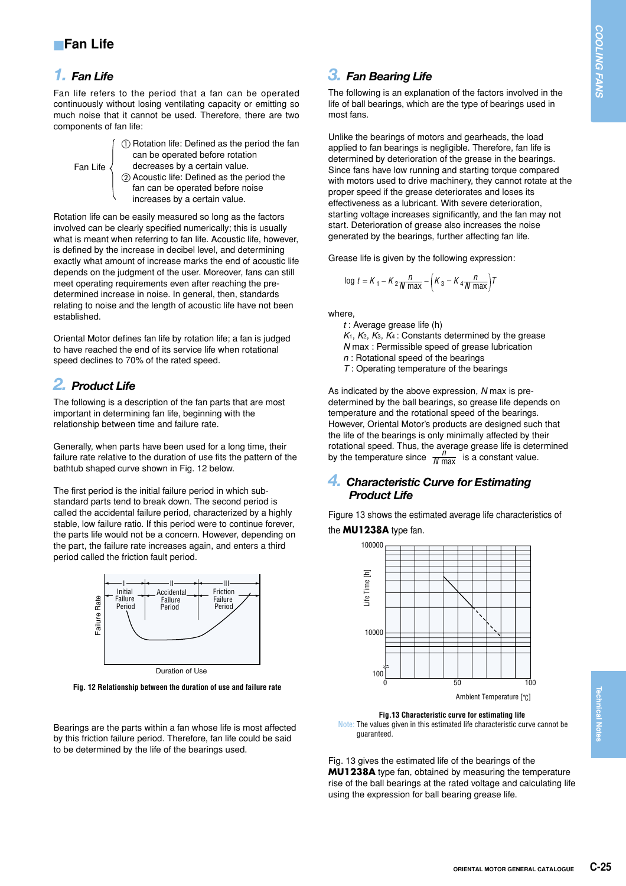## Fan Life

### 1. Fan Life

Fan life refers to the period that a fan can be operated continuously without losing ventilating capacity or emitting so much noise that it cannot be used. Therefore, there are two components of fan life:

Fan Life
- ① Rotation life: Defined as the period the fan can be operated before rotation decreases by a certain value.
- ② Acoustic life: Defined as the period the fan can be operated before noise increases by a certain value.

Rotation life can be easily measured so long as the factors involved can be clearly specified numerically; this is usually what is meant when referring to fan life. Acoustic life, however, is defined by the increase in decibel level, and determining exactly what amount of increase marks the end of acoustic life depends on the judgment of the user. Moreover, fans can still meet operating requirements even after reaching the pre-determined increase in noise. In general, then, standards relating to noise and the length of acoustic life have not been established.

Oriental Motor defines fan life by rotation life; a fan is judged to have reached the end of its service life when rotational speed declines to 70% of the rated speed.

### 2. Product Life

The following is a description of the fan parts that are most important in determining fan life, beginning with the relationship between time and failure rate.

Generally, when parts have been used for a long time, their failure rate relative to the duration of use fits the pattern of the bathtub shaped curve shown in Fig. 12 below.

The first period is the initial failure period in which sub-standard parts tend to break down. The second period is called the accidental failure period, characterized by a highly stable, low failure ratio. If this period were to continue forever, the parts life would not be a concern. However, depending on the part, the failure rate increases again, and enters a third period called the friction fault period.

Failure Rate — I Initial Failure Period — II Accidental Failure Period — III Friction Failure Period — Duration of Use

**Fig. 12 Relationship between the duration of use and failure rate**

Bearings are the parts within a fan whose life is most affected by this friction failure period. Therefore, fan life could be said to be determined by the life of the bearings used.

### 3. Fan Bearing Life

The following is an explanation of the factors involved in the life of ball bearings, which are the type of bearings used in most fans.

Unlike the bearings of motors and gearheads, the load applied to fan bearings is negligible. Therefore, fan life is determined by deterioration of the grease in the bearings. Since fans have low running and starting torque compared with motors used to drive machinery, they cannot rotate at the proper speed if the grease deteriorates and loses its effectiveness as a lubricant. With severe deterioration, starting voltage increases significantly, and the fan may not start. Deterioration of grease also increases the noise generated by the bearings, further affecting fan life.

Grease life is given by the following expression:

$$\log t = K_1 - K_2\frac{n}{N\,\mathrm{max}} - \left(K_3 - K_4\frac{n}{N\,\mathrm{max}}\right)T$$

where,
- $t$ : Average grease life (h)
- $K_1$, $K_2$, $K_3$, $K_4$ : Constants determined by the grease
- $N$ max : Permissible speed of grease lubrication
- $n$ : Rotational speed of the bearings
- $T$ : Operating temperature of the bearings

As indicated by the above expression, $N$ max is pre-determined by the ball bearings, so grease life depends on temperature and the rotational speed of the bearings. However, Oriental Motor's products are designed such that the life of the bearings is only minimally affected by their rotational speed. Thus, the average grease life is determined by the temperature since $\frac{n}{N\,\mathrm{max}}$ is a constant value.

### 4. Characteristic Curve for Estimating Product Life

Figure 13 shows the estimated average life characteristics of the **MU1238A** type fan.

Life Time [h] (100, 10000, 100000) — Ambient Temperature [℃] (0, 50, 100)

**Fig.13 Characteristic curve for estimating life**

Note: The values given in this estimated life characteristic curve cannot be guaranteed.

Fig. 13 gives the estimated life of the bearings of the **MU1238A** type fan, obtained by measuring the temperature rise of the ball bearings at the rated voltage and calculating life using the expression for ball bearing grease life.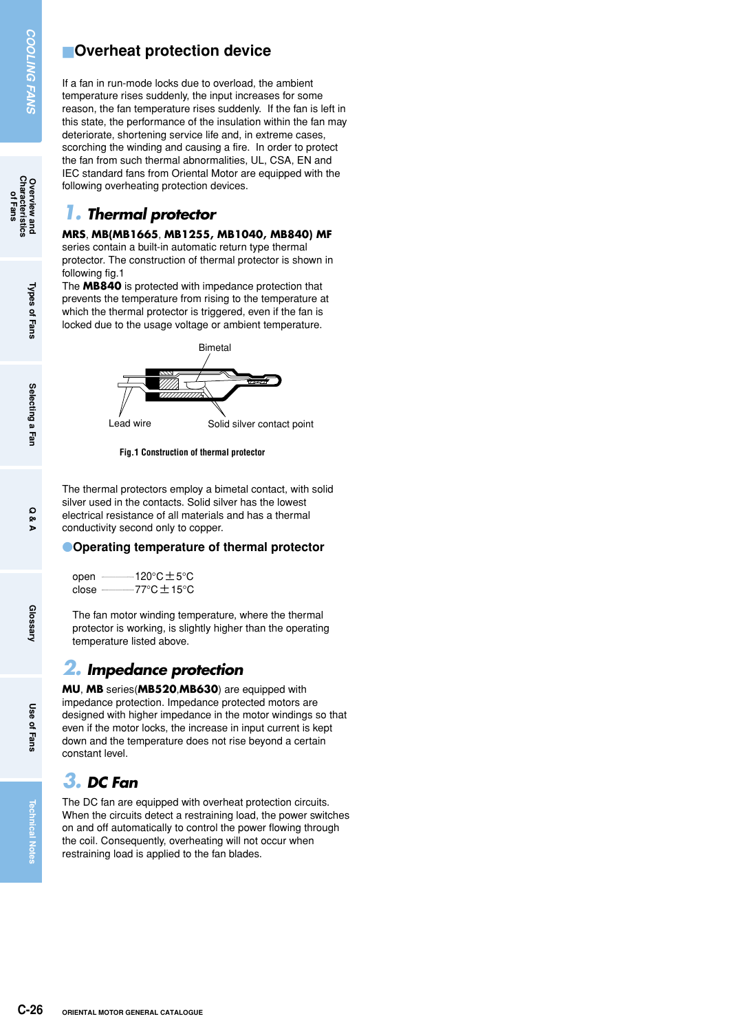## Overheat protection device

If a fan in run-mode locks due to overload, the ambient temperature rises suddenly, the input increases for some reason, the fan temperature rises suddenly. If the fan is left in this state, the performance of the insulation within the fan may deteriorate, shortening service life and, in extreme cases, scorching the winding and causing a fire. In order to protect the fan from such thermal abnormalities, UL, CSA, EN and IEC standard fans from Oriental Motor are equipped with the following overheating protection devices.

### 1. Thermal protector

**MRS**, **MB(MB1665**, **MB1255, MB1040, MB840) MF** series contain a built-in automatic return type thermal protector. The construction of thermal protector is shown in following fig.1

The **MB840** is protected with impedance protection that prevents the temperature from rising to the temperature at which the thermal protector is triggered, even if the fan is locked due to the usage voltage or ambient temperature.

Bimetal

Lead wire

Solid silver contact point

**Fig.1 Construction of thermal protector**

The thermal protectors employ a bimetal contact, with solid silver used in the contacts. Solid silver has the lowest electrical resistance of all materials and has a thermal conductivity second only to copper.

#### Operating temperature of thermal protector

open ............ 120°C±5°C
close ............ 77°C±15°C

The fan motor winding temperature, where the thermal protector is working, is slightly higher than the operating temperature listed above.

### 2. Impedance protection

**MU**, **MB** series(**MB520**,**MB630**) are equipped with impedance protection. Impedance protected motors are designed with higher impedance in the motor windings so that even if the motor locks, the increase in input current is kept down and the temperature does not rise beyond a certain constant level.

### 3. DC Fan

The DC fan are equipped with overheat protection circuits. When the circuits detect a restraining load, the power switches on and off automatically to control the power flowing through the coil. Consequently, overheating will not occur when restraining load is applied to the fan blades.